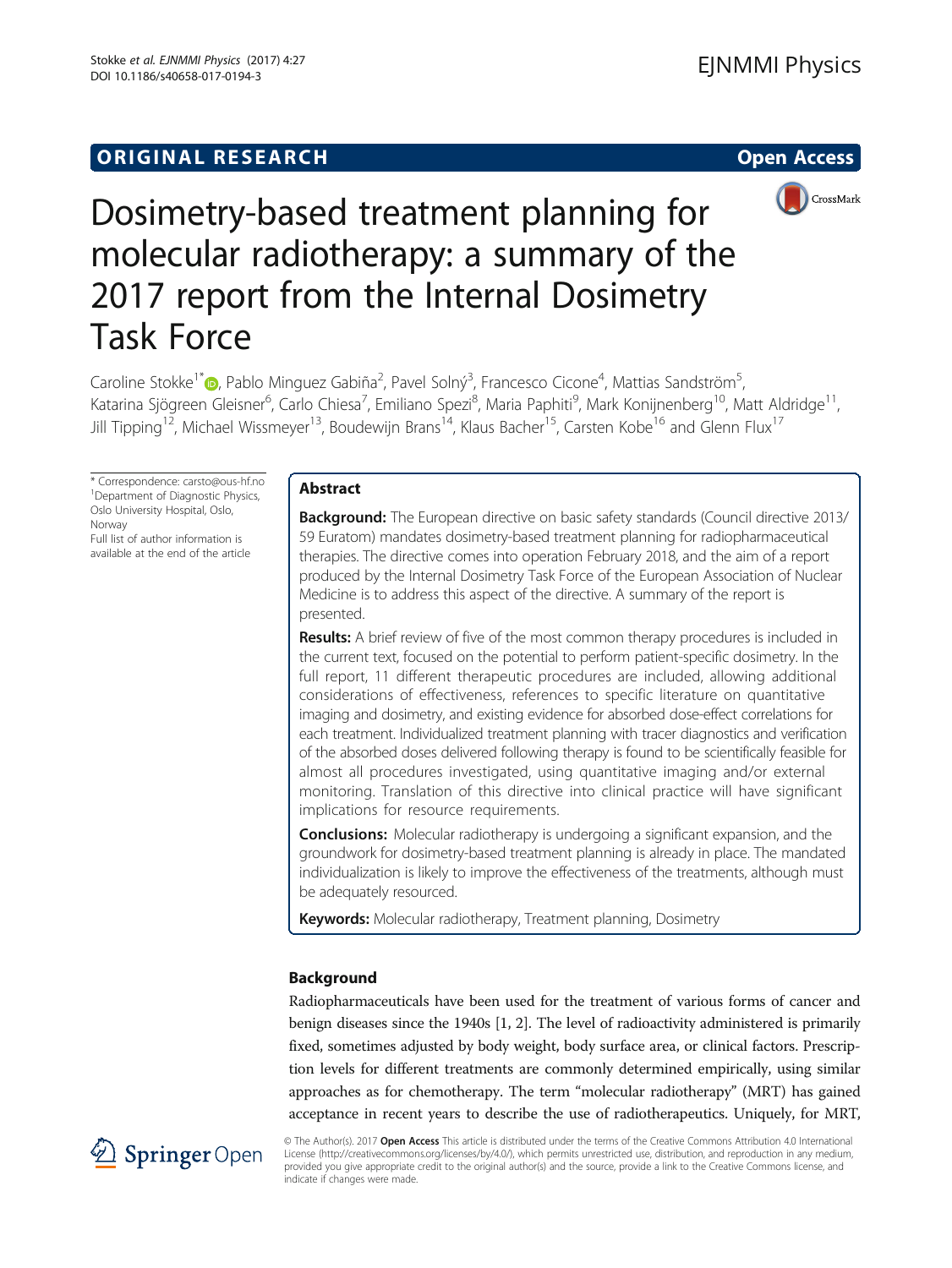ORIGINAL RESEARCH

Open Access

# Dosimetry-based treatment planning for molecular radiotherapy: a summary of the 2017 report from the Internal Dosimetry Task Force

Caroline Stokke[1*], Pablo Minguez Gabiña[2], Pavel Solný[3], Francesco Cicone[4], Mattias Sandström[5], Katarina Sjögreen Gleisner[6], Carlo Chiesa[7], Emiliano Spezi[8], Maria Paphiti[9], Mark Konijnenberg[10], Matt Aldridge[11], Jill Tipping[12], Michael Wissmeyer[13], Boudewijn Brans[14], Klaus Bacher[15], Carsten Kobe[16] and Glenn Flux[17]

\* Correspondence: carsto@ous-hf.no
[1]Department of Diagnostic Physics, Oslo University Hospital, Oslo, Norway
Full list of author information is available at the end of the article

## Abstract

**Background:** The European directive on basic safety standards (Council directive 2013/59 Euratom) mandates dosimetry-based treatment planning for radiopharmaceutical therapies. The directive comes into operation February 2018, and the aim of a report produced by the Internal Dosimetry Task Force of the European Association of Nuclear Medicine is to address this aspect of the directive. A summary of the report is presented.

**Results:** A brief review of five of the most common therapy procedures is included in the current text, focused on the potential to perform patient-specific dosimetry. In the full report, 11 different therapeutic procedures are included, allowing additional considerations of effectiveness, references to specific literature on quantitative imaging and dosimetry, and existing evidence for absorbed dose-effect correlations for each treatment. Individualized treatment planning with tracer diagnostics and verification of the absorbed doses delivered following therapy is found to be scientifically feasible for almost all procedures investigated, using quantitative imaging and/or external monitoring. Translation of this directive into clinical practice will have significant implications for resource requirements.

**Conclusions:** Molecular radiotherapy is undergoing a significant expansion, and the groundwork for dosimetry-based treatment planning is already in place. The mandated individualization is likely to improve the effectiveness of the treatments, although must be adequately resourced.

**Keywords:** Molecular radiotherapy, Treatment planning, Dosimetry

## Background

Radiopharmaceuticals have been used for the treatment of various forms of cancer and benign diseases since the 1940s [1, 2]. The level of radioactivity administered is primarily fixed, sometimes adjusted by body weight, body surface area, or clinical factors. Prescription levels for different treatments are commonly determined empirically, using similar approaches as for chemotherapy. The term "molecular radiotherapy" (MRT) has gained acceptance in recent years to describe the use of radiotherapeutics. Uniquely, for MRT,

© The Author(s). 2017 **Open Access** This article is distributed under the terms of the Creative Commons Attribution 4.0 International License (http://creativecommons.org/licenses/by/4.0/), which permits unrestricted use, distribution, and reproduction in any medium, provided you give appropriate credit to the original author(s) and the source, provide a link to the Creative Commons license, and indicate if changes were made.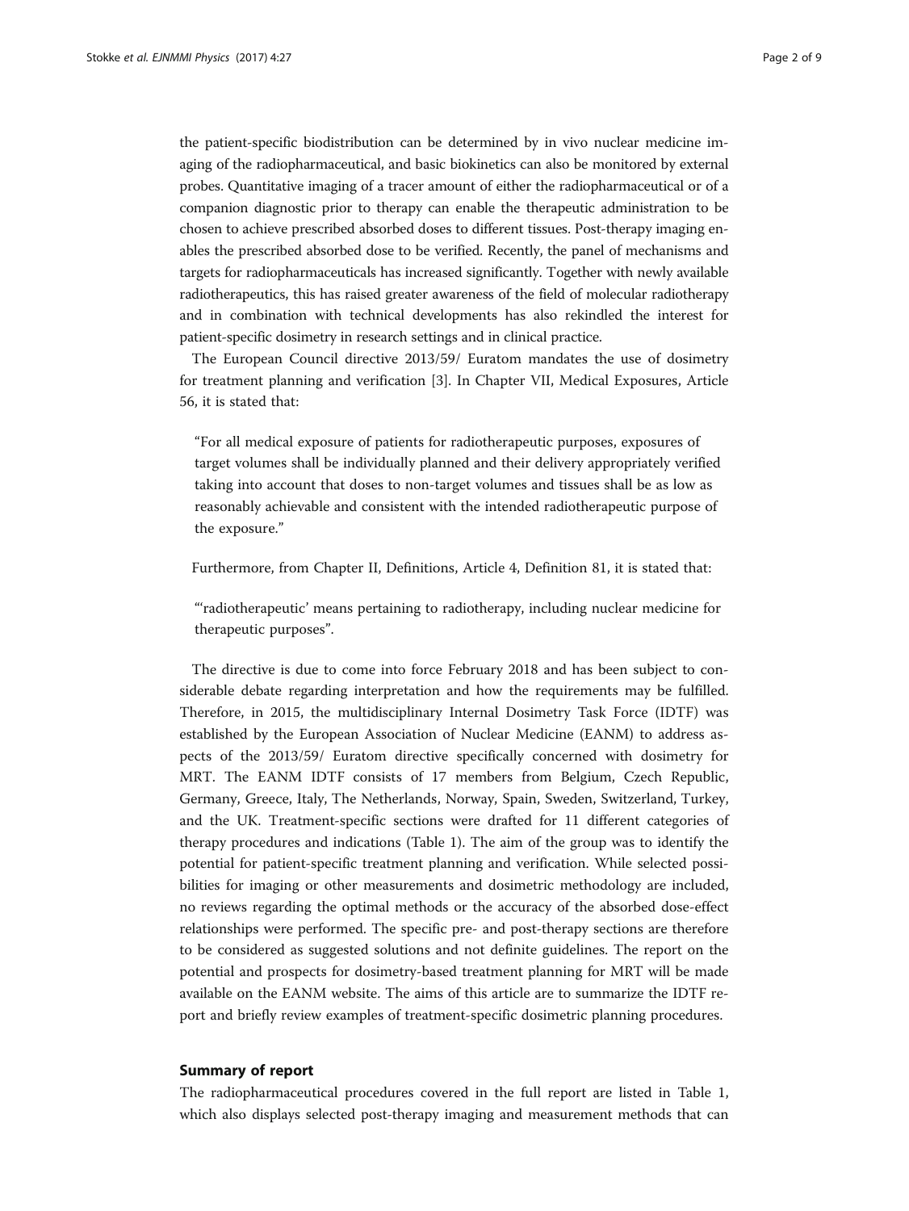the patient-specific biodistribution can be determined by in vivo nuclear medicine imaging of the radiopharmaceutical, and basic biokinetics can also be monitored by external probes. Quantitative imaging of a tracer amount of either the radiopharmaceutical or of a companion diagnostic prior to therapy can enable the therapeutic administration to be chosen to achieve prescribed absorbed doses to different tissues. Post-therapy imaging enables the prescribed absorbed dose to be verified. Recently, the panel of mechanisms and targets for radiopharmaceuticals has increased significantly. Together with newly available radiotherapeutics, this has raised greater awareness of the field of molecular radiotherapy and in combination with technical developments has also rekindled the interest for patient-specific dosimetry in research settings and in clinical practice.

The European Council directive 2013/59/ Euratom mandates the use of dosimetry for treatment planning and verification [3]. In Chapter VII, Medical Exposures, Article 56, it is stated that:

> "For all medical exposure of patients for radiotherapeutic purposes, exposures of target volumes shall be individually planned and their delivery appropriately verified taking into account that doses to non-target volumes and tissues shall be as low as reasonably achievable and consistent with the intended radiotherapeutic purpose of the exposure."

Furthermore, from Chapter II, Definitions, Article 4, Definition 81, it is stated that:

> "'radiotherapeutic' means pertaining to radiotherapy, including nuclear medicine for therapeutic purposes".

The directive is due to come into force February 2018 and has been subject to considerable debate regarding interpretation and how the requirements may be fulfilled. Therefore, in 2015, the multidisciplinary Internal Dosimetry Task Force (IDTF) was established by the European Association of Nuclear Medicine (EANM) to address aspects of the 2013/59/ Euratom directive specifically concerned with dosimetry for MRT. The EANM IDTF consists of 17 members from Belgium, Czech Republic, Germany, Greece, Italy, The Netherlands, Norway, Spain, Sweden, Switzerland, Turkey, and the UK. Treatment-specific sections were drafted for 11 different categories of therapy procedures and indications (Table 1). The aim of the group was to identify the potential for patient-specific treatment planning and verification. While selected possibilities for imaging or other measurements and dosimetric methodology are included, no reviews regarding the optimal methods or the accuracy of the absorbed dose-effect relationships were performed. The specific pre- and post-therapy sections are therefore to be considered as suggested solutions and not definite guidelines. The report on the potential and prospects for dosimetry-based treatment planning for MRT will be made available on the EANM website. The aims of this article are to summarize the IDTF report and briefly review examples of treatment-specific dosimetric planning procedures.

## Summary of report

The radiopharmaceutical procedures covered in the full report are listed in Table 1, which also displays selected post-therapy imaging and measurement methods that can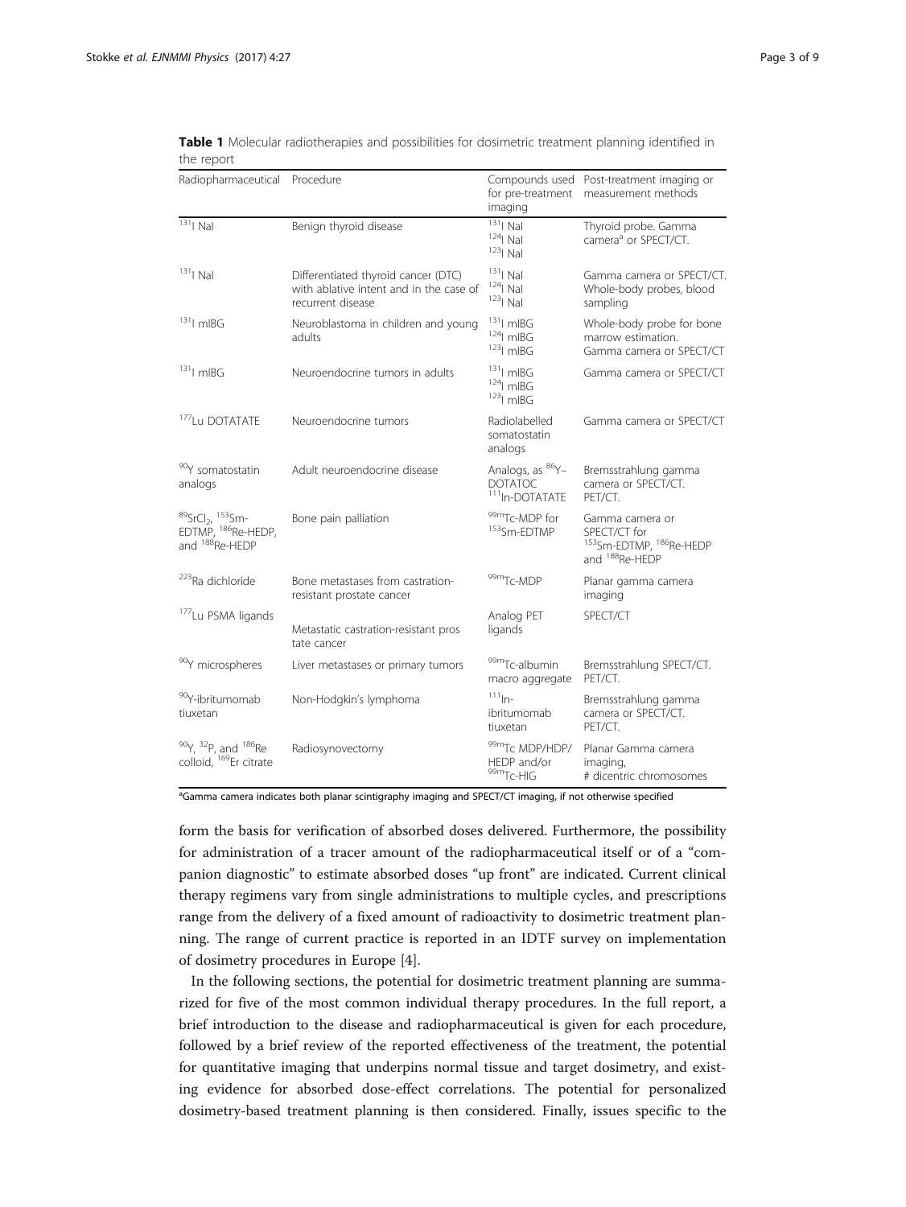**Table 1** Molecular radiotherapies and possibilities for dosimetric treatment planning identified in the report

| Radiopharmaceutical | Procedure | Compounds used for pre-treatment imaging | Post-treatment imaging or measurement methods |
|---|---|---|---|
| $^{131}$I NaI | Benign thyroid disease | $^{131}$I NaI<br>$^{124}$I NaI<br>$^{123}$I NaI | Thyroid probe. Gamma camera[a] or SPECT/CT. |
| $^{131}$I NaI | Differentiated thyroid cancer (DTC) with ablative intent and in the case of recurrent disease | $^{131}$I NaI<br>$^{124}$I NaI<br>$^{123}$I NaI | Gamma camera or SPECT/CT. Whole-body probes, blood sampling |
| $^{131}$I mIBG | Neuroblastoma in children and young adults | $^{131}$I mIBG<br>$^{124}$I mIBG<br>$^{123}$I mIBG | Whole-body probe for bone marrow estimation. Gamma camera or SPECT/CT |
| $^{131}$I mIBG | Neuroendocrine tumors in adults | $^{131}$I mIBG<br>$^{124}$I mIBG<br>$^{123}$I mIBG | Gamma camera or SPECT/CT |
| $^{177}$Lu DOTATATE | Neuroendocrine tumors | Radiolabelled somatostatin analogs | Gamma camera or SPECT/CT |
| $^{90}$Y somatostatin analogs | Adult neuroendocrine disease | Analogs, as $^{86}$Y–DOTATOC $^{111}$In-DOTATATE | Bremsstrahlung gamma camera or SPECT/CT. PET/CT. |
| $^{89}$SrCl$_2$, $^{153}$Sm-EDTMP, $^{186}$Re-HEDP, and $^{188}$Re-HEDP | Bone pain palliation | $^{99m}$Tc-MDP for $^{153}$Sm-EDTMP | Gamma camera or SPECT/CT for $^{153}$Sm-EDTMP, $^{186}$Re-HEDP and $^{188}$Re-HEDP |
| $^{223}$Ra dichloride | Bone metastases from castration-resistant prostate cancer | $^{99m}$Tc-MDP | Planar gamma camera imaging |
| $^{177}$Lu PSMA ligands | Metastatic castration-resistant pros tate cancer | Analog PET ligands | SPECT/CT |
| $^{90}$Y microspheres | Liver metastases or primary tumors | $^{99m}$Tc-albumin macro aggregate | Bremsstrahlung SPECT/CT. PET/CT. |
| $^{90}$Y-ibritumomab tiuxetan | Non-Hodgkin's lymphoma | $^{111}$In-ibritumomab tiuxetan | Bremsstrahlung gamma camera or SPECT/CT. PET/CT. |
| $^{90}$Y, $^{32}$P, and $^{186}$Re colloid, $^{169}$Er citrate | Radiosynovectomy | $^{99m}$Tc MDP/HDP/HEDP and/or $^{99m}$Tc-HIG | Planar Gamma camera imaging, # dicentric chromosomes |

[a]Gamma camera indicates both planar scintigraphy imaging and SPECT/CT imaging, if not otherwise specified

form the basis for verification of absorbed doses delivered. Furthermore, the possibility for administration of a tracer amount of the radiopharmaceutical itself or of a "companion diagnostic" to estimate absorbed doses "up front" are indicated. Current clinical therapy regimens vary from single administrations to multiple cycles, and prescriptions range from the delivery of a fixed amount of radioactivity to dosimetric treatment planning. The range of current practice is reported in an IDTF survey on implementation of dosimetry procedures in Europe [4].

In the following sections, the potential for dosimetric treatment planning are summarized for five of the most common individual therapy procedures. In the full report, a brief introduction to the disease and radiopharmaceutical is given for each procedure, followed by a brief review of the reported effectiveness of the treatment, the potential for quantitative imaging that underpins normal tissue and target dosimetry, and existing evidence for absorbed dose-effect correlations. The potential for personalized dosimetry-based treatment planning is then considered. Finally, issues specific to the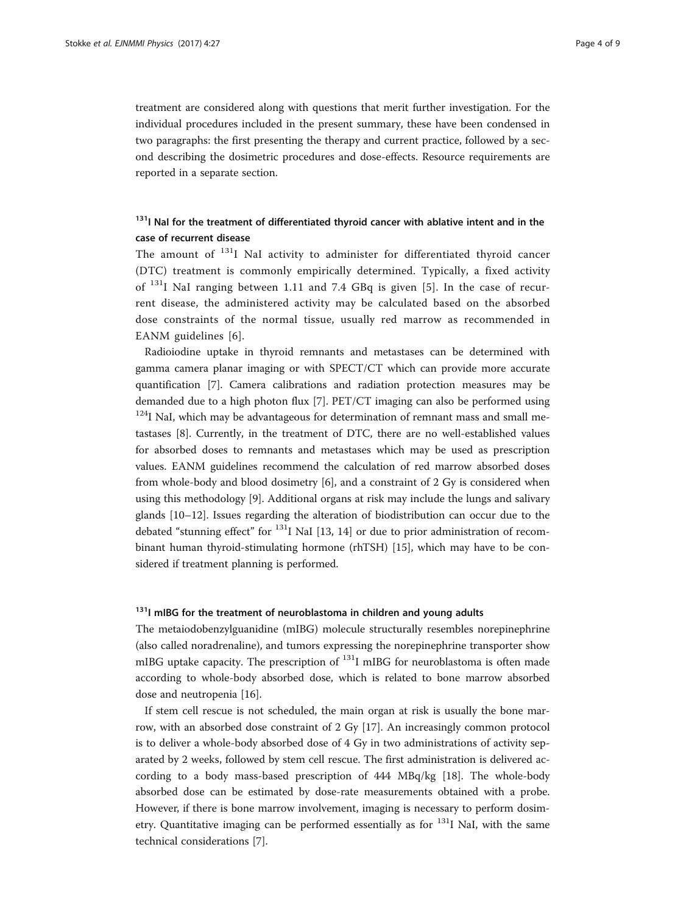treatment are considered along with questions that merit further investigation. For the individual procedures included in the present summary, these have been condensed in two paragraphs: the first presenting the therapy and current practice, followed by a second describing the dosimetric procedures and dose-effects. Resource requirements are reported in a separate section.

## $^{131}$I NaI for the treatment of differentiated thyroid cancer with ablative intent and in the case of recurrent disease

The amount of $^{131}$I NaI activity to administer for differentiated thyroid cancer (DTC) treatment is commonly empirically determined. Typically, a fixed activity of $^{131}$I NaI ranging between 1.11 and 7.4 GBq is given [5]. In the case of recurrent disease, the administered activity may be calculated based on the absorbed dose constraints of the normal tissue, usually red marrow as recommended in EANM guidelines [6].

Radioiodine uptake in thyroid remnants and metastases can be determined with gamma camera planar imaging or with SPECT/CT which can provide more accurate quantification [7]. Camera calibrations and radiation protection measures may be demanded due to a high photon flux [7]. PET/CT imaging can also be performed using $^{124}$I NaI, which may be advantageous for determination of remnant mass and small metastases [8]. Currently, in the treatment of DTC, there are no well-established values for absorbed doses to remnants and metastases which may be used as prescription values. EANM guidelines recommend the calculation of red marrow absorbed doses from whole-body and blood dosimetry [6], and a constraint of 2 Gy is considered when using this methodology [9]. Additional organs at risk may include the lungs and salivary glands [10–12]. Issues regarding the alteration of biodistribution can occur due to the debated "stunning effect" for $^{131}$I NaI [13, 14] or due to prior administration of recombinant human thyroid-stimulating hormone (rhTSH) [15], which may have to be considered if treatment planning is performed.

## $^{131}$I mIBG for the treatment of neuroblastoma in children and young adults

The metaiodobenzylguanidine (mIBG) molecule structurally resembles norepinephrine (also called noradrenaline), and tumors expressing the norepinephrine transporter show mIBG uptake capacity. The prescription of $^{131}$I mIBG for neuroblastoma is often made according to whole-body absorbed dose, which is related to bone marrow absorbed dose and neutropenia [16].

If stem cell rescue is not scheduled, the main organ at risk is usually the bone marrow, with an absorbed dose constraint of 2 Gy [17]. An increasingly common protocol is to deliver a whole-body absorbed dose of 4 Gy in two administrations of activity separated by 2 weeks, followed by stem cell rescue. The first administration is delivered according to a body mass-based prescription of 444 MBq/kg [18]. The whole-body absorbed dose can be estimated by dose-rate measurements obtained with a probe. However, if there is bone marrow involvement, imaging is necessary to perform dosimetry. Quantitative imaging can be performed essentially as for $^{131}$I NaI, with the same technical considerations [7].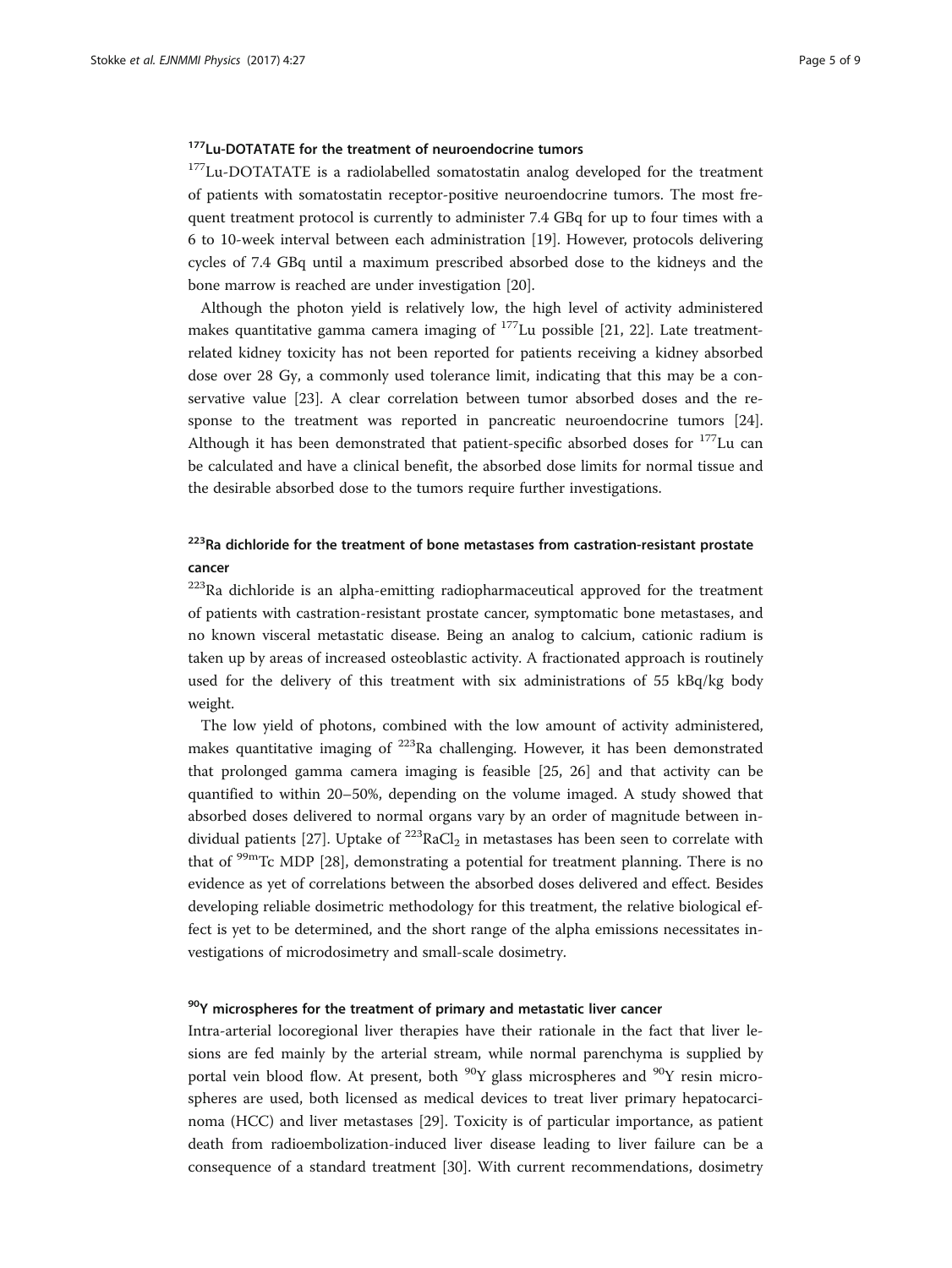### $^{177}$Lu-DOTATATE for the treatment of neuroendocrine tumors

$^{177}$Lu-DOTATATE is a radiolabelled somatostatin analog developed for the treatment of patients with somatostatin receptor-positive neuroendocrine tumors. The most frequent treatment protocol is currently to administer 7.4 GBq for up to four times with a 6 to 10-week interval between each administration [19]. However, protocols delivering cycles of 7.4 GBq until a maximum prescribed absorbed dose to the kidneys and the bone marrow is reached are under investigation [20].

Although the photon yield is relatively low, the high level of activity administered makes quantitative gamma camera imaging of $^{177}$Lu possible [21, 22]. Late treatment-related kidney toxicity has not been reported for patients receiving a kidney absorbed dose over 28 Gy, a commonly used tolerance limit, indicating that this may be a conservative value [23]. A clear correlation between tumor absorbed doses and the response to the treatment was reported in pancreatic neuroendocrine tumors [24]. Although it has been demonstrated that patient-specific absorbed doses for $^{177}$Lu can be calculated and have a clinical benefit, the absorbed dose limits for normal tissue and the desirable absorbed dose to the tumors require further investigations.

### $^{223}$Ra dichloride for the treatment of bone metastases from castration-resistant prostate cancer

$^{223}$Ra dichloride is an alpha-emitting radiopharmaceutical approved for the treatment of patients with castration-resistant prostate cancer, symptomatic bone metastases, and no known visceral metastatic disease. Being an analog to calcium, cationic radium is taken up by areas of increased osteoblastic activity. A fractionated approach is routinely used for the delivery of this treatment with six administrations of 55 kBq/kg body weight.

The low yield of photons, combined with the low amount of activity administered, makes quantitative imaging of $^{223}$Ra challenging. However, it has been demonstrated that prolonged gamma camera imaging is feasible [25, 26] and that activity can be quantified to within 20–50%, depending on the volume imaged. A study showed that absorbed doses delivered to normal organs vary by an order of magnitude between individual patients [27]. Uptake of $^{223}RaCl_2$ in metastases has been seen to correlate with that of $^{99m}$Tc MDP [28], demonstrating a potential for treatment planning. There is no evidence as yet of correlations between the absorbed doses delivered and effect. Besides developing reliable dosimetric methodology for this treatment, the relative biological effect is yet to be determined, and the short range of the alpha emissions necessitates investigations of microdosimetry and small-scale dosimetry.

### $^{90}$Y microspheres for the treatment of primary and metastatic liver cancer

Intra-arterial locoregional liver therapies have their rationale in the fact that liver lesions are fed mainly by the arterial stream, while normal parenchyma is supplied by portal vein blood flow. At present, both $^{90}$Y glass microspheres and $^{90}$Y resin microspheres are used, both licensed as medical devices to treat liver primary hepatocarcinoma (HCC) and liver metastases [29]. Toxicity is of particular importance, as patient death from radioembolization-induced liver disease leading to liver failure can be a consequence of a standard treatment [30]. With current recommendations, dosimetry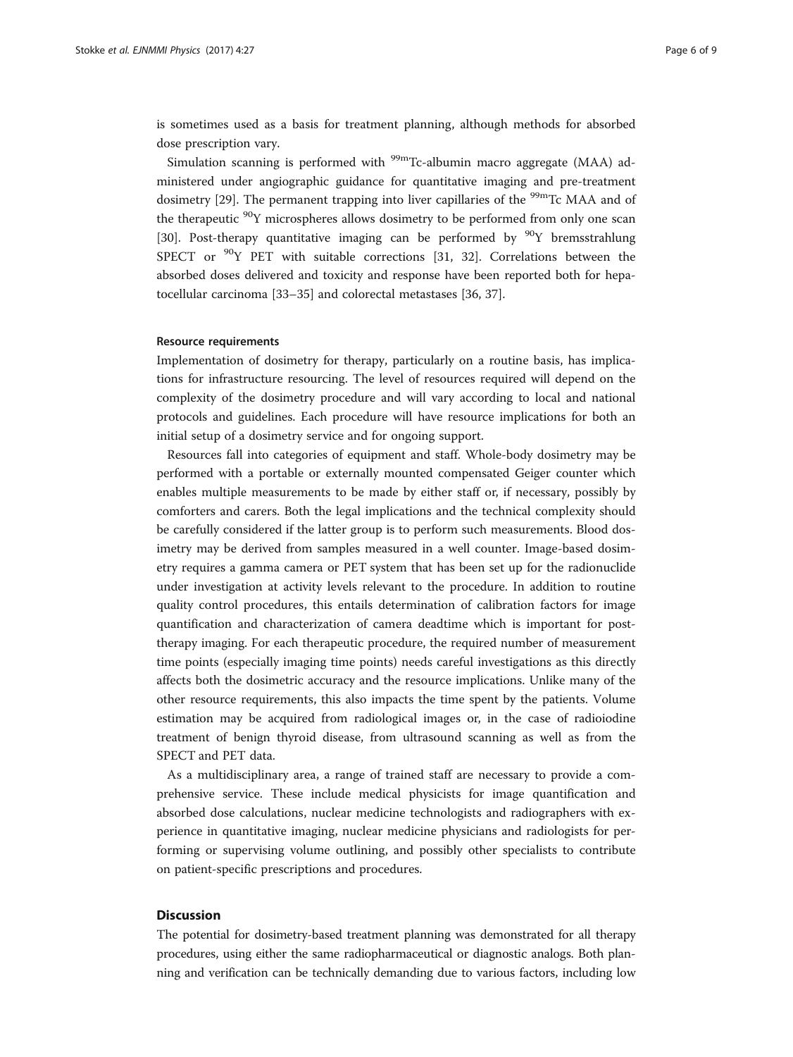is sometimes used as a basis for treatment planning, although methods for absorbed dose prescription vary.

Simulation scanning is performed with $^{99m}$Tc-albumin macro aggregate (MAA) administered under angiographic guidance for quantitative imaging and pre-treatment dosimetry [29]. The permanent trapping into liver capillaries of the $^{99m}$Tc MAA and of the therapeutic $^{90}$Y microspheres allows dosimetry to be performed from only one scan [30]. Post-therapy quantitative imaging can be performed by $^{90}$Y bremsstrahlung SPECT or $^{90}$Y PET with suitable corrections [31, 32]. Correlations between the absorbed doses delivered and toxicity and response have been reported both for hepatocellular carcinoma [33–35] and colorectal metastases [36, 37].

#### Resource requirements

Implementation of dosimetry for therapy, particularly on a routine basis, has implications for infrastructure resourcing. The level of resources required will depend on the complexity of the dosimetry procedure and will vary according to local and national protocols and guidelines. Each procedure will have resource implications for both an initial setup of a dosimetry service and for ongoing support.

Resources fall into categories of equipment and staff. Whole-body dosimetry may be performed with a portable or externally mounted compensated Geiger counter which enables multiple measurements to be made by either staff or, if necessary, possibly by comforters and carers. Both the legal implications and the technical complexity should be carefully considered if the latter group is to perform such measurements. Blood dosimetry may be derived from samples measured in a well counter. Image-based dosimetry requires a gamma camera or PET system that has been set up for the radionuclide under investigation at activity levels relevant to the procedure. In addition to routine quality control procedures, this entails determination of calibration factors for image quantification and characterization of camera deadtime which is important for post-therapy imaging. For each therapeutic procedure, the required number of measurement time points (especially imaging time points) needs careful investigations as this directly affects both the dosimetric accuracy and the resource implications. Unlike many of the other resource requirements, this also impacts the time spent by the patients. Volume estimation may be acquired from radiological images or, in the case of radioiodine treatment of benign thyroid disease, from ultrasound scanning as well as from the SPECT and PET data.

As a multidisciplinary area, a range of trained staff are necessary to provide a comprehensive service. These include medical physicists for image quantification and absorbed dose calculations, nuclear medicine technologists and radiographers with experience in quantitative imaging, nuclear medicine physicians and radiologists for performing or supervising volume outlining, and possibly other specialists to contribute on patient-specific prescriptions and procedures.

## Discussion

The potential for dosimetry-based treatment planning was demonstrated for all therapy procedures, using either the same radiopharmaceutical or diagnostic analogs. Both planning and verification can be technically demanding due to various factors, including low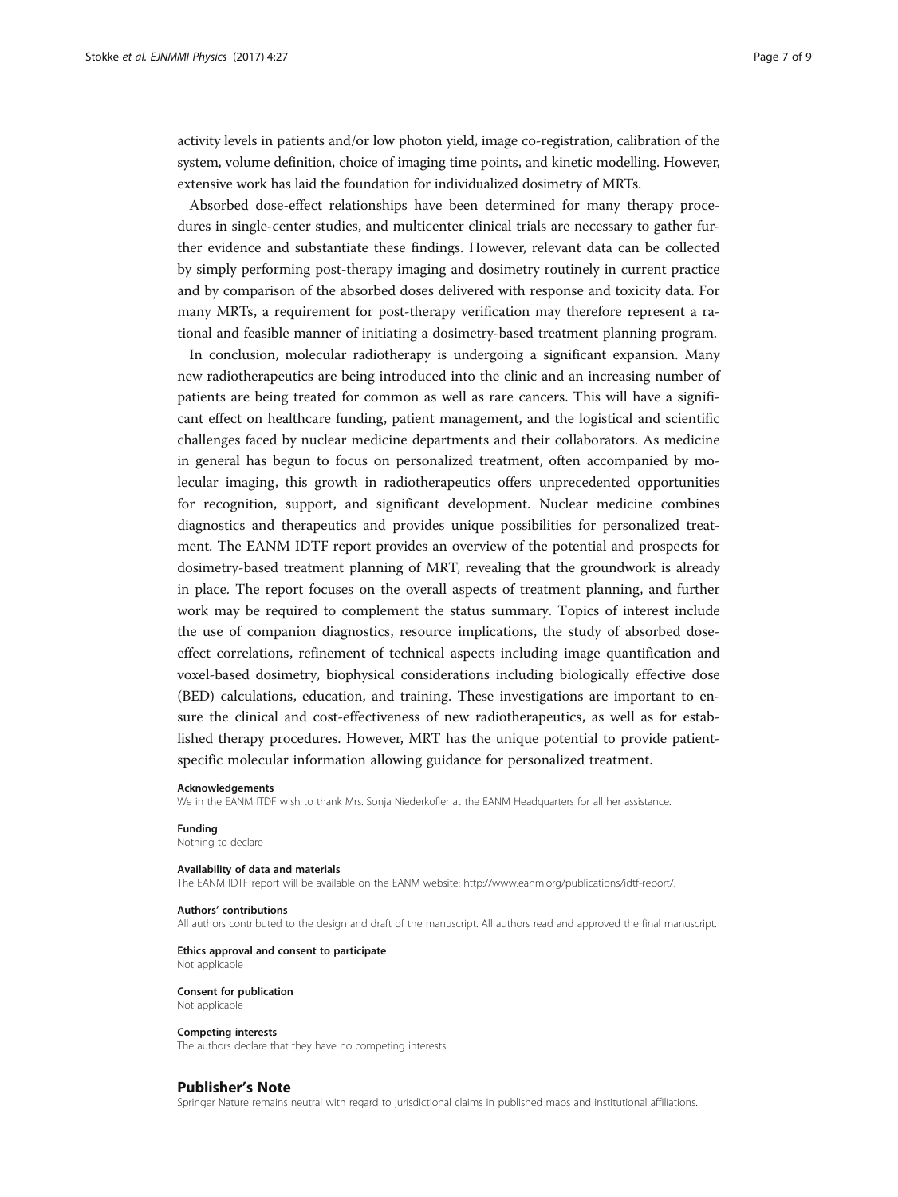activity levels in patients and/or low photon yield, image co-registration, calibration of the system, volume definition, choice of imaging time points, and kinetic modelling. However, extensive work has laid the foundation for individualized dosimetry of MRTs.

Absorbed dose-effect relationships have been determined for many therapy procedures in single-center studies, and multicenter clinical trials are necessary to gather further evidence and substantiate these findings. However, relevant data can be collected by simply performing post-therapy imaging and dosimetry routinely in current practice and by comparison of the absorbed doses delivered with response and toxicity data. For many MRTs, a requirement for post-therapy verification may therefore represent a rational and feasible manner of initiating a dosimetry-based treatment planning program.

In conclusion, molecular radiotherapy is undergoing a significant expansion. Many new radiotherapeutics are being introduced into the clinic and an increasing number of patients are being treated for common as well as rare cancers. This will have a significant effect on healthcare funding, patient management, and the logistical and scientific challenges faced by nuclear medicine departments and their collaborators. As medicine in general has begun to focus on personalized treatment, often accompanied by molecular imaging, this growth in radiotherapeutics offers unprecedented opportunities for recognition, support, and significant development. Nuclear medicine combines diagnostics and therapeutics and provides unique possibilities for personalized treatment. The EANM IDTF report provides an overview of the potential and prospects for dosimetry-based treatment planning of MRT, revealing that the groundwork is already in place. The report focuses on the overall aspects of treatment planning, and further work may be required to complement the status summary. Topics of interest include the use of companion diagnostics, resource implications, the study of absorbed dose-effect correlations, refinement of technical aspects including image quantification and voxel-based dosimetry, biophysical considerations including biologically effective dose (BED) calculations, education, and training. These investigations are important to ensure the clinical and cost-effectiveness of new radiotherapeutics, as well as for established therapy procedures. However, MRT has the unique potential to provide patient-specific molecular information allowing guidance for personalized treatment.

#### Acknowledgements
We in the EANM ITDF wish to thank Mrs. Sonja Niederkofler at the EANM Headquarters for all her assistance.

#### Funding
Nothing to declare

#### Availability of data and materials
The EANM IDTF report will be available on the EANM website: http://www.eanm.org/publications/idtf-report/.

#### Authors' contributions
All authors contributed to the design and draft of the manuscript. All authors read and approved the final manuscript.

#### Ethics approval and consent to participate
Not applicable

#### Consent for publication
Not applicable

#### Competing interests
The authors declare that they have no competing interests.

## Publisher's Note
Springer Nature remains neutral with regard to jurisdictional claims in published maps and institutional affiliations.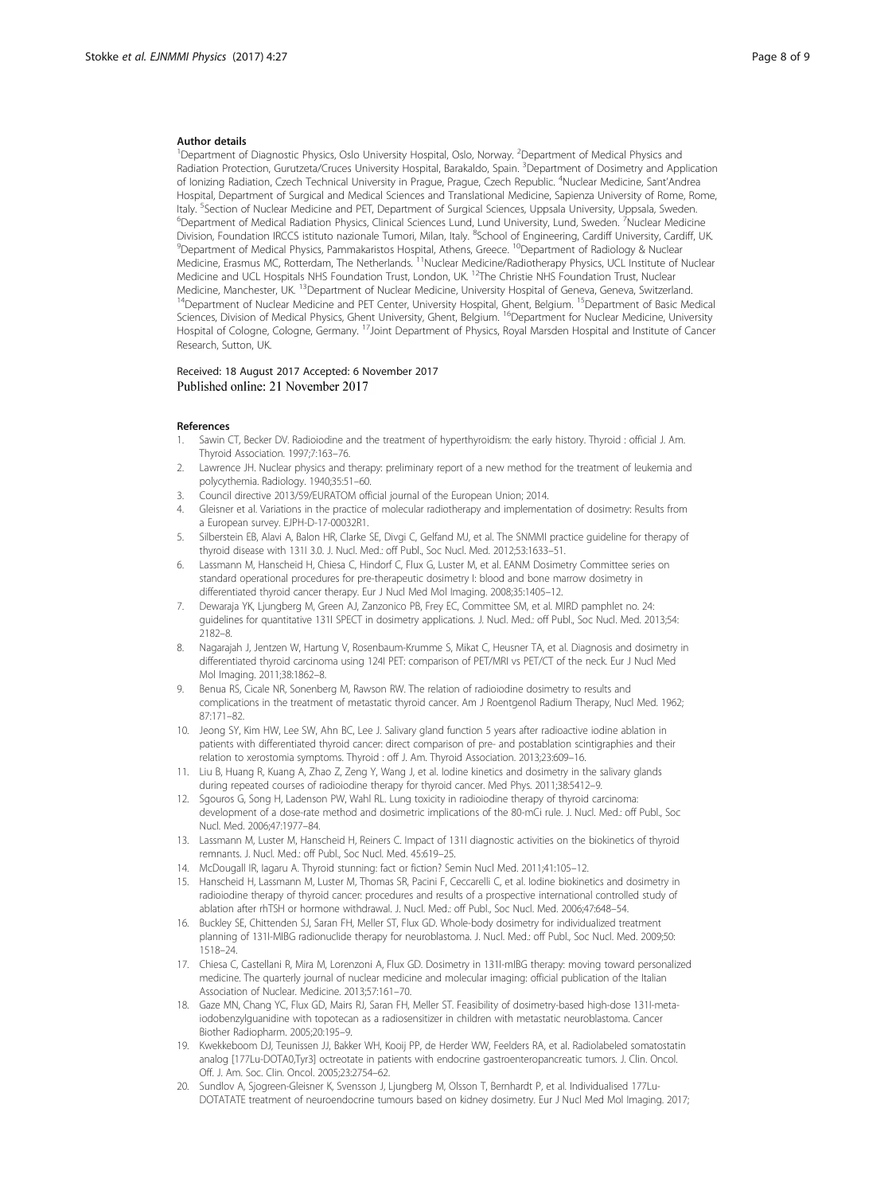#### Author details

[1]Department of Diagnostic Physics, Oslo University Hospital, Oslo, Norway. [2]Department of Medical Physics and Radiation Protection, Gurutzeta/Cruces University Hospital, Barakaldo, Spain. [3]Department of Dosimetry and Application of Ionizing Radiation, Czech Technical University in Prague, Prague, Czech Republic. [4]Nuclear Medicine, Sant'Andrea Hospital, Department of Surgical and Medical Sciences and Translational Medicine, Sapienza University of Rome, Rome, Italy. [5]Section of Nuclear Medicine and PET, Department of Surgical Sciences, Uppsala University, Uppsala, Sweden. [6]Department of Medical Radiation Physics, Clinical Sciences Lund, Lund University, Lund, Sweden. [7]Nuclear Medicine Division, Foundation IRCCS istituto nazionale Tumori, Milan, Italy. [8]School of Engineering, Cardiff University, Cardiff, UK. [9]Department of Medical Physics, Pammakaristos Hospital, Athens, Greece. [10]Department of Radiology & Nuclear Medicine, Erasmus MC, Rotterdam, The Netherlands. [11]Nuclear Medicine/Radiotherapy Physics, UCL Institute of Nuclear Medicine and UCL Hospitals NHS Foundation Trust, London, UK. [12]The Christie NHS Foundation Trust, Nuclear Medicine, Manchester, UK. [13]Department of Nuclear Medicine, University Hospital of Geneva, Geneva, Switzerland. [14]Department of Nuclear Medicine and PET Center, University Hospital, Ghent, Belgium. [15]Department of Basic Medical Sciences, Division of Medical Physics, Ghent University, Ghent, Belgium. [16]Department for Nuclear Medicine, University Hospital of Cologne, Cologne, Germany. [17]Joint Department of Physics, Royal Marsden Hospital and Institute of Cancer Research, Sutton, UK.

Received: 18 August 2017 Accepted: 6 November 2017
Published online: 21 November 2017

#### References

1. Sawin CT, Becker DV. Radioiodine and the treatment of hyperthyroidism: the early history. Thyroid : official J. Am. Thyroid Association. 1997;7:163–76.
2. Lawrence JH. Nuclear physics and therapy: preliminary report of a new method for the treatment of leukemia and polycythemia. Radiology. 1940;35:51–60.
3. Council directive 2013/59/EURATOM official journal of the European Union; 2014.
4. Gleisner et al. Variations in the practice of molecular radiotherapy and implementation of dosimetry: Results from a European survey. EJPH-D-17-00032R1.
5. Silberstein EB, Alavi A, Balon HR, Clarke SE, Divgi C, Gelfand MJ, et al. The SNMMI practice guideline for therapy of thyroid disease with 131I 3.0. J. Nucl. Med.: off Publ., Soc Nucl. Med. 2012;53:1633–51.
6. Lassmann M, Hanscheid H, Chiesa C, Hindorf C, Flux G, Luster M, et al. EANM Dosimetry Committee series on standard operational procedures for pre-therapeutic dosimetry I: blood and bone marrow dosimetry in differentiated thyroid cancer therapy. Eur J Nucl Med Mol Imaging. 2008;35:1405–12.
7. Dewaraja YK, Ljungberg M, Green AJ, Zanzonico PB, Frey EC, Committee SM, et al. MIRD pamphlet no. 24: guidelines for quantitative 131I SPECT in dosimetry applications. J. Nucl. Med.: off Publ., Soc Nucl. Med. 2013;54: 2182–8.
8. Nagarajah J, Jentzen W, Hartung V, Rosenbaum-Krumme S, Mikat C, Heusner TA, et al. Diagnosis and dosimetry in differentiated thyroid carcinoma using 124I PET: comparison of PET/MRI vs PET/CT of the neck. Eur J Nucl Med Mol Imaging. 2011;38:1862–8.
9. Benua RS, Cicale NR, Sonenberg M, Rawson RW. The relation of radioiodine dosimetry to results and complications in the treatment of metastatic thyroid cancer. Am J Roentgenol Radium Therapy, Nucl Med. 1962; 87:171–82.
10. Jeong SY, Kim HW, Lee SW, Ahn BC, Lee J. Salivary gland function 5 years after radioactive iodine ablation in patients with differentiated thyroid cancer: direct comparison of pre- and postablation scintigraphies and their relation to xerostomia symptoms. Thyroid : off J. Am. Thyroid Association. 2013;23:609–16.
11. Liu B, Huang R, Kuang A, Zhao Z, Zeng Y, Wang J, et al. Iodine kinetics and dosimetry in the salivary glands during repeated courses of radioiodine therapy for thyroid cancer. Med Phys. 2011;38:5412–9.
12. Sgouros G, Song H, Ladenson PW, Wahl RL. Lung toxicity in radioiodine therapy of thyroid carcinoma: development of a dose-rate method and dosimetric implications of the 80-mCi rule. J. Nucl. Med.: off Publ., Soc Nucl. Med. 2006;47:1977–84.
13. Lassmann M, Luster M, Hanscheid H, Reiners C. Impact of 131I diagnostic activities on the biokinetics of thyroid remnants. J. Nucl. Med.: off Publ., Soc Nucl. Med. 45:619–25.
14. McDougall IR, Iagaru A. Thyroid stunning: fact or fiction? Semin Nucl Med. 2011;41:105–12.
15. Hanscheid H, Lassmann M, Luster M, Thomas SR, Pacini F, Ceccarelli C, et al. Iodine biokinetics and dosimetry in radioiodine therapy of thyroid cancer: procedures and results of a prospective international controlled study of ablation after rhTSH or hormone withdrawal. J. Nucl. Med.: off Publ., Soc Nucl. Med. 2006;47:648–54.
16. Buckley SE, Chittenden SJ, Saran FH, Meller ST, Flux GD. Whole-body dosimetry for individualized treatment planning of 131I-MIBG radionuclide therapy for neuroblastoma. J. Nucl. Med.: off Publ., Soc Nucl. Med. 2009;50: 1518–24.
17. Chiesa C, Castellani R, Mira M, Lorenzoni A, Flux GD. Dosimetry in 131I-mIBG therapy: moving toward personalized medicine. The quarterly journal of nuclear medicine and molecular imaging: official publication of the Italian Association of Nuclear. Medicine. 2013;57:161–70.
18. Gaze MN, Chang YC, Flux GD, Mairs RJ, Saran FH, Meller ST. Feasibility of dosimetry-based high-dose 131I-meta-iodobenzylguanidine with topotecan as a radiosensitizer in children with metastatic neuroblastoma. Cancer Biother Radiopharm. 2005;20:195–9.
19. Kwekkeboom DJ, Teunissen JJ, Bakker WH, Kooij PP, de Herder WW, Feelders RA, et al. Radiolabeled somatostatin analog [177Lu-DOTA0,Tyr3] octreotate in patients with endocrine gastroenteropancreatic tumors. J. Clin. Oncol. Off. J. Am. Soc. Clin. Oncol. 2005;23:2754–62.
20. Sundlov A, Sjogreen-Gleisner K, Svensson J, Ljungberg M, Olsson T, Bernhardt P, et al. Individualised 177Lu-DOTATATE treatment of neuroendocrine tumours based on kidney dosimetry. Eur J Nucl Med Mol Imaging. 2017;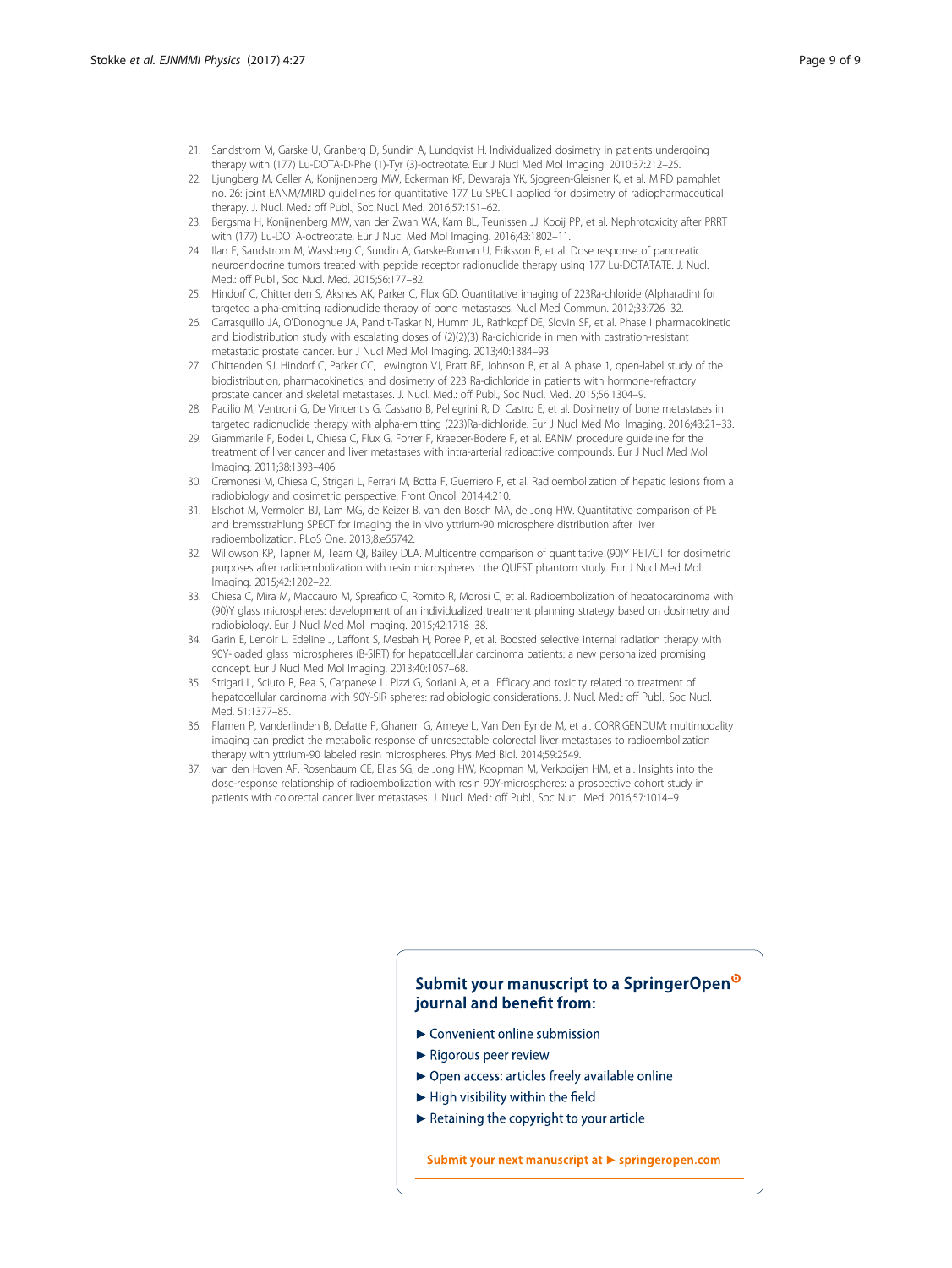21. Sandstrom M, Garske U, Granberg D, Sundin A, Lundqvist H. Individualized dosimetry in patients undergoing therapy with (177) Lu-DOTA-D-Phe (1)-Tyr (3)-octreotate. Eur J Nucl Med Mol Imaging. 2010;37:212–25.
22. Ljungberg M, Celler A, Konijnenberg MW, Eckerman KF, Dewaraja YK, Sjogreen-Gleisner K, et al. MIRD pamphlet no. 26: joint EANM/MIRD guidelines for quantitative 177 Lu SPECT applied for dosimetry of radiopharmaceutical therapy. J. Nucl. Med.: off Publ., Soc Nucl. Med. 2016;57:151–62.
23. Bergsma H, Konijnenberg MW, van der Zwan WA, Kam BL, Teunissen JJ, Kooij PP, et al. Nephrotoxicity after PRRT with (177) Lu-DOTA-octreotate. Eur J Nucl Med Mol Imaging. 2016;43:1802–11.
24. Ilan E, Sandstrom M, Wassberg C, Sundin A, Garske-Roman U, Eriksson B, et al. Dose response of pancreatic neuroendocrine tumors treated with peptide receptor radionuclide therapy using 177 Lu-DOTATATE. J. Nucl. Med.: off Publ., Soc Nucl. Med. 2015;56:177–82.
25. Hindorf C, Chittenden S, Aksnes AK, Parker C, Flux GD. Quantitative imaging of 223Ra-chloride (Alpharadin) for targeted alpha-emitting radionuclide therapy of bone metastases. Nucl Med Commun. 2012;33:726–32.
26. Carrasquillo JA, O'Donoghue JA, Pandit-Taskar N, Humm JL, Rathkopf DE, Slovin SF, et al. Phase I pharmacokinetic and biodistribution study with escalating doses of (2)(2)(3) Ra-dichloride in men with castration-resistant metastatic prostate cancer. Eur J Nucl Med Mol Imaging. 2013;40:1384–93.
27. Chittenden SJ, Hindorf C, Parker CC, Lewington VJ, Pratt BE, Johnson B, et al. A phase 1, open-label study of the biodistribution, pharmacokinetics, and dosimetry of 223 Ra-dichloride in patients with hormone-refractory prostate cancer and skeletal metastases. J. Nucl. Med.: off Publ., Soc Nucl. Med. 2015;56:1304–9.
28. Pacilio M, Ventroni G, De Vincentis G, Cassano B, Pellegrini R, Di Castro E, et al. Dosimetry of bone metastases in targeted radionuclide therapy with alpha-emitting (223)Ra-dichloride. Eur J Nucl Med Mol Imaging. 2016;43:21–33.
29. Giammarile F, Bodei L, Chiesa C, Flux G, Forrer F, Kraeber-Bodere F, et al. EANM procedure guideline for the treatment of liver cancer and liver metastases with intra-arterial radioactive compounds. Eur J Nucl Med Mol Imaging. 2011;38:1393–406.
30. Cremonesi M, Chiesa C, Strigari L, Ferrari M, Botta F, Guerriero F, et al. Radioembolization of hepatic lesions from a radiobiology and dosimetric perspective. Front Oncol. 2014;4:210.
31. Elschot M, Vermolen BJ, Lam MG, de Keizer B, van den Bosch MA, de Jong HW. Quantitative comparison of PET and bremsstrahlung SPECT for imaging the in vivo yttrium-90 microsphere distribution after liver radioembolization. PLoS One. 2013;8:e55742.
32. Willowson KP, Tapner M, Team QI, Bailey DLA. Multicentre comparison of quantitative (90)Y PET/CT for dosimetric purposes after radioembolization with resin microspheres : the QUEST phantom study. Eur J Nucl Med Mol Imaging. 2015;42:1202–22.
33. Chiesa C, Mira M, Maccauro M, Spreafico C, Romito R, Morosi C, et al. Radioembolization of hepatocarcinoma with (90)Y glass microspheres: development of an individualized treatment planning strategy based on dosimetry and radiobiology. Eur J Nucl Med Mol Imaging. 2015;42:1718–38.
34. Garin E, Lenoir L, Edeline J, Laffont S, Mesbah H, Poree P, et al. Boosted selective internal radiation therapy with 90Y-loaded glass microspheres (B-SIRT) for hepatocellular carcinoma patients: a new personalized promising concept. Eur J Nucl Med Mol Imaging. 2013;40:1057–68.
35. Strigari L, Sciuto R, Rea S, Carpanese L, Pizzi G, Soriani A, et al. Efficacy and toxicity related to treatment of hepatocellular carcinoma with 90Y-SIR spheres: radiobiologic considerations. J. Nucl. Med.: off Publ., Soc Nucl. Med. 51:1377–85.
36. Flamen P, Vanderlinden B, Delatte P, Ghanem G, Ameye L, Van Den Eynde M, et al. CORRIGENDUM: multimodality imaging can predict the metabolic response of unresectable colorectal liver metastases to radioembolization therapy with yttrium-90 labeled resin microspheres. Phys Med Biol. 2014;59:2549.
37. van den Hoven AF, Rosenbaum CE, Elias SG, de Jong HW, Koopman M, Verkooijen HM, et al. Insights into the dose-response relationship of radioembolization with resin 90Y-microspheres: a prospective cohort study in patients with colorectal cancer liver metastases. J. Nucl. Med.: off Publ., Soc Nucl. Med. 2016;57:1014–9.

**Submit your manuscript to a SpringerOpen journal and benefit from:**

- ▶ Convenient online submission
- ▶ Rigorous peer review
- ▶ Open access: articles freely available online
- ▶ High visibility within the field
- ▶ Retaining the copyright to your article

**Submit your next manuscript at ▶ springeropen.com**